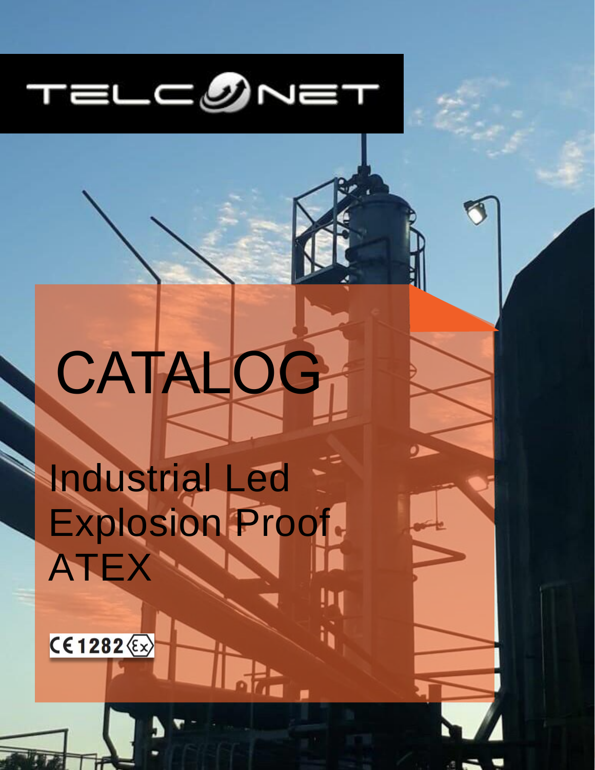TELCONET

# CATALOG

## Industrial Led Explosion Proof ATEX

CE 1282 Ex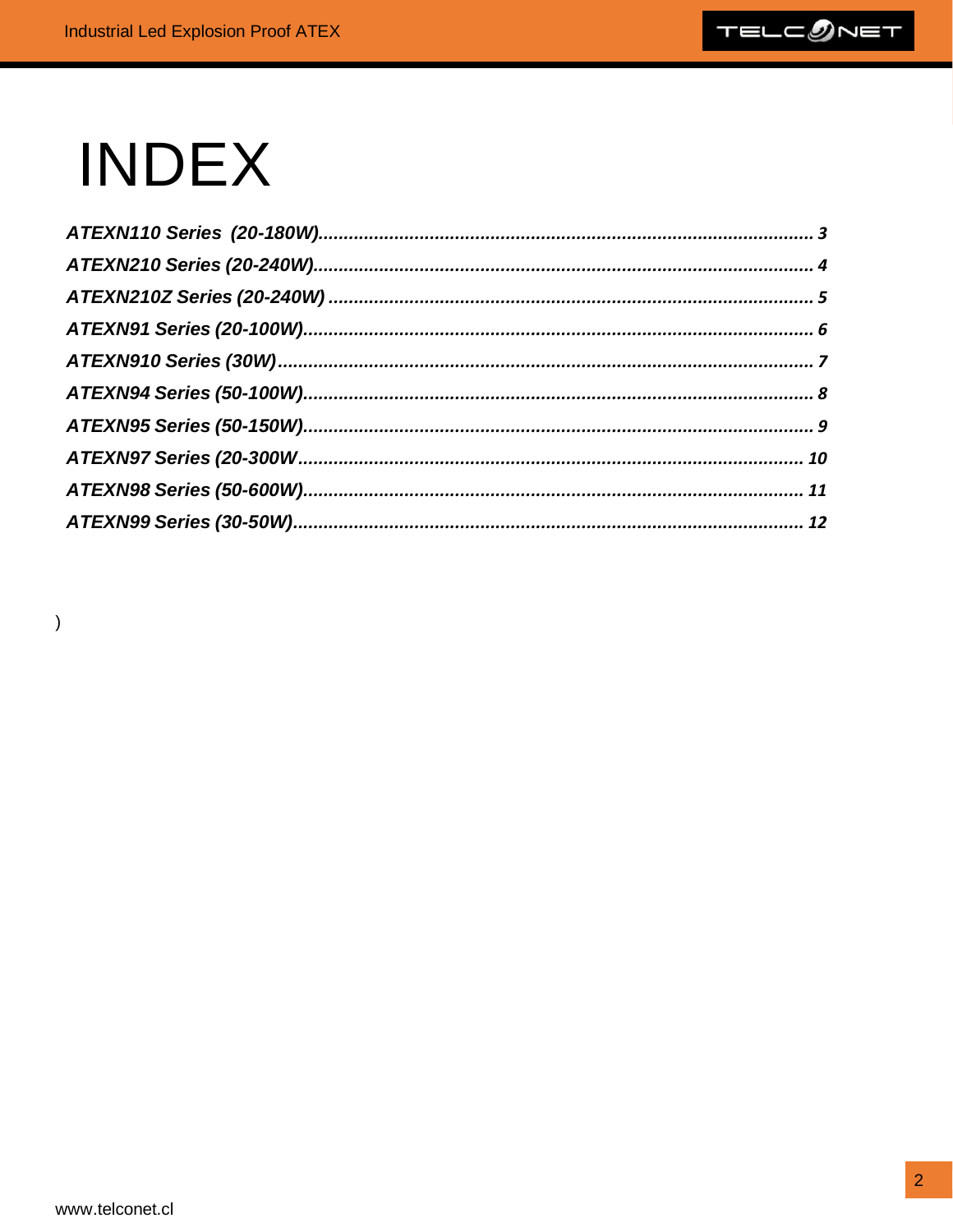# INDEX

*ATEXN110 Series (20-180W)................................................................................................ 3*

*ATEXN210 Series (20-240W)................................................................................................ 4*

*ATEXN210Z Series (20-240W) .............................................................................................. 5*

*ATEXN91 Series (20-100W)................................................................................................... 6*

*ATEXN910 Series (30W)........................................................................................................ 7*

*ATEXN94 Series (50-100W)................................................................................................... 8*

*ATEXN95 Series (50-150W)................................................................................................... 9*

*ATEXN97 Series (20-300W.................................................................................................. 10*

*ATEXN98 Series (50-600W)................................................................................................. 11*

*ATEXN99 Series (30-50W)................................................................................................... 12*

)

www.telconet.cl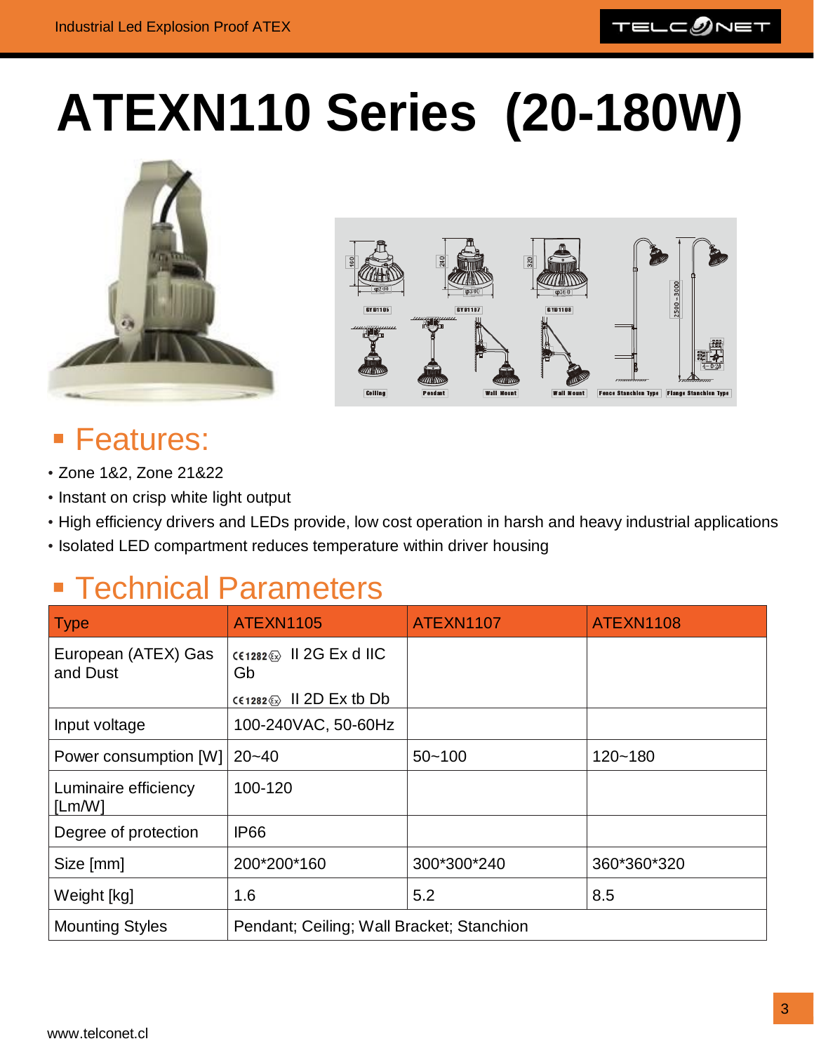# ATEXN110 Series (20-180W)

## Features:

- Zone 1&2, Zone 21&22
- Instant on crisp white light output
- High efficiency drivers and LEDs provide, low cost operation in harsh and heavy industrial applications
- Isolated LED compartment reduces temperature within driver housing

## Technical Parameters

| Type | ATEXN1105 | ATEXN1107 | ATEXN1108 |
|---|---|---|---|
| European (ATEX) Gas and Dust | CE1282 Ex II 2G Ex d IIC Gb<br>CE1282 Ex II 2D Ex tb Db | | |
| Input voltage | 100-240VAC, 50-60Hz | | |
| Power consumption [W] | 20~40 | 50~100 | 120~180 |
| Luminaire efficiency [Lm/W] | 100-120 | | |
| Degree of protection | IP66 | | |
| Size [mm] | 200*200*160 | 300*300*240 | 360*360*320 |
| Weight [kg] | 1.6 | 5.2 | 8.5 |
| Mounting Styles | Pendant; Ceiling; Wall Bracket; Stanchion | | |

www.telconet.cl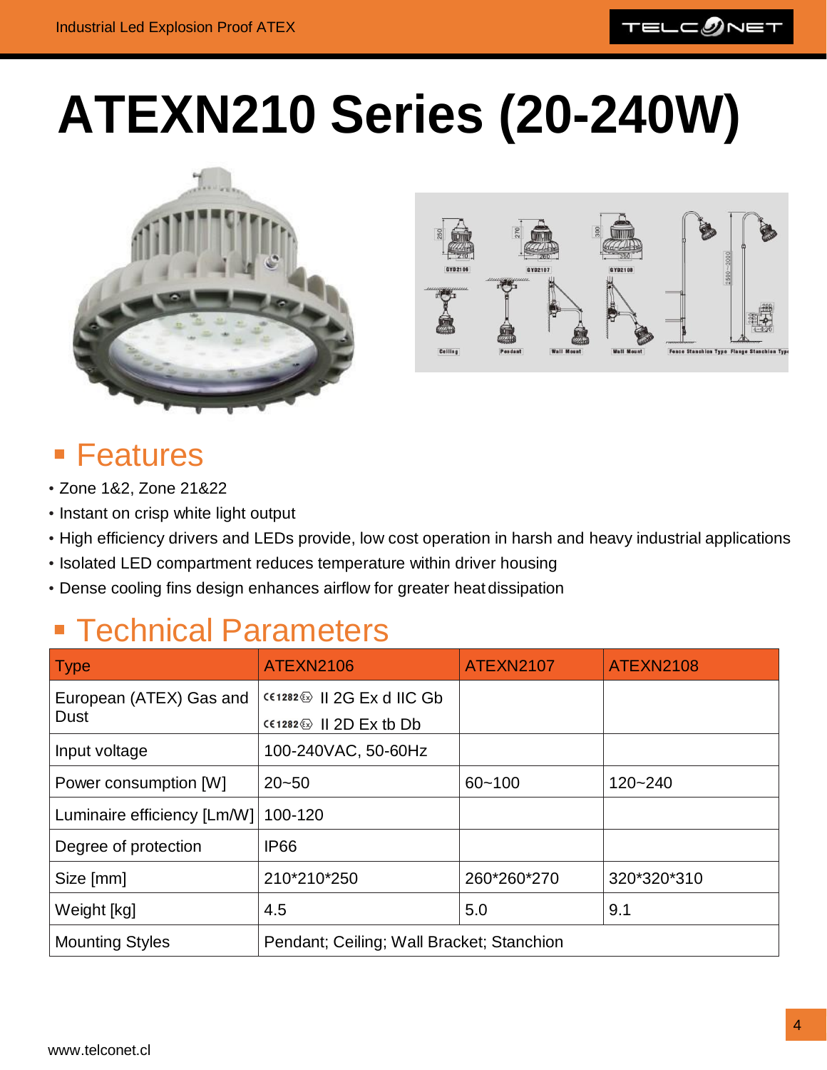# ATEXN210 Series (20-240W)

## Features

- Zone 1&2, Zone 21&22
- Instant on crisp white light output
- High efficiency drivers and LEDs provide, low cost operation in harsh and heavy industrial applications
- Isolated LED compartment reduces temperature within driver housing
- Dense cooling fins design enhances airflow for greater heat dissipation

## Technical Parameters

| Type | ATEXN2106 | ATEXN2107 | ATEXN2108 |
|---|---|---|---|
| European (ATEX) Gas and Dust | CE1282 Ex II 2G Ex d IIC Gb<br>CE1282 Ex II 2D Ex tb Db | | |
| Input voltage | 100-240VAC, 50-60Hz | | |
| Power consumption [W] | 20~50 | 60~100 | 120~240 |
| Luminaire efficiency [Lm/W] | 100-120 | | |
| Degree of protection | IP66 | | |
| Size [mm] | 210*210*250 | 260*260*270 | 320*320*310 |
| Weight [kg] | 4.5 | 5.0 | 9.1 |
| Mounting Styles | Pendant; Ceiling; Wall Bracket; Stanchion | | |

www.telconet.cl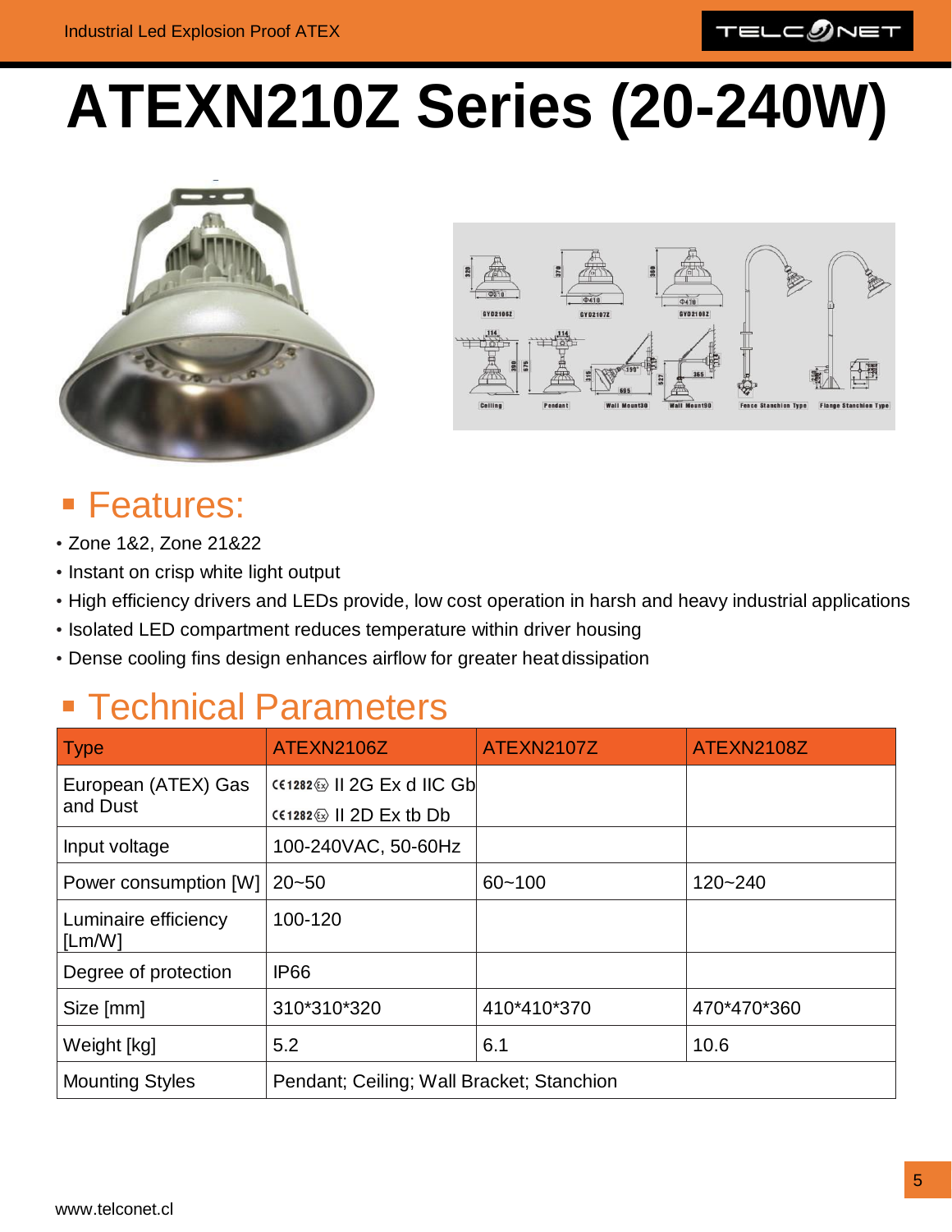# ATEXN210Z Series (20-240W)

## Features:

- Zone 1&2, Zone 21&22
- Instant on crisp white light output
- High efficiency drivers and LEDs provide, low cost operation in harsh and heavy industrial applications
- Isolated LED compartment reduces temperature within driver housing
- Dense cooling fins design enhances airflow for greater heat dissipation

## Technical Parameters

| Type | ATEXN2106Z | ATEXN2107Z | ATEXN2108Z |
|---|---|---|---|
| European (ATEX) Gas and Dust | CE1282 Ex II 2G Ex d IIC Gb<br>CE1282 Ex II 2D Ex tb Db | | |
| Input voltage | 100-240VAC, 50-60Hz | | |
| Power consumption [W] | 20~50 | 60~100 | 120~240 |
| Luminaire efficiency [Lm/W] | 100-120 | | |
| Degree of protection | IP66 | | |
| Size [mm] | 310*310*320 | 410*410*370 | 470*470*360 |
| Weight [kg] | 5.2 | 6.1 | 10.6 |
| Mounting Styles | Pendant; Ceiling; Wall Bracket; Stanchion | | |

www.telconet.cl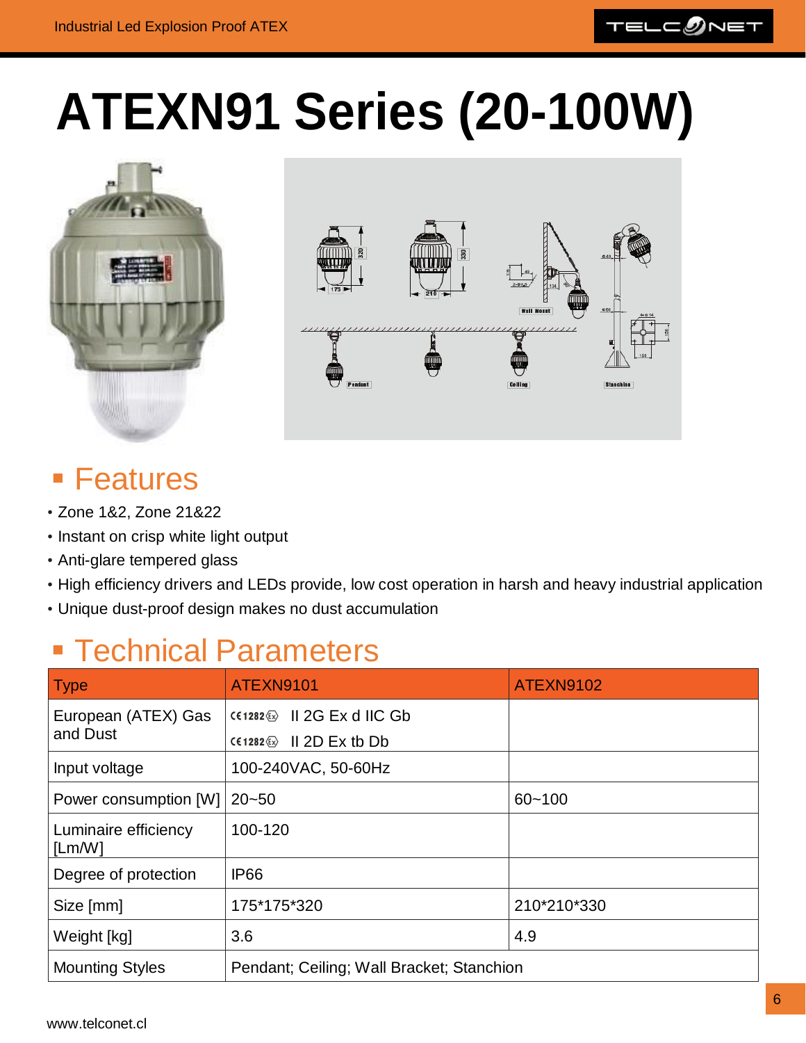# ATEXN91 Series (20-100W)

## Features

- Zone 1&2, Zone 21&22
- Instant on crisp white light output
- Anti-glare tempered glass
- High efficiency drivers and LEDs provide, low cost operation in harsh and heavy industrial application
- Unique dust-proof design makes no dust accumulation

## Technical Parameters

| Type | ATEXN9101 | ATEXN9102 |
|---|---|---|
| European (ATEX) Gas and Dust | CE1282 Ex II 2G Ex d IIC Gb<br>CE1282 Ex II 2D Ex tb Db | |
| Input voltage | 100-240VAC, 50-60Hz | |
| Power consumption [W] | 20~50 | 60~100 |
| Luminaire efficiency [Lm/W] | 100-120 | |
| Degree of protection | IP66 | |
| Size [mm] | 175*175*320 | 210*210*330 |
| Weight [kg] | 3.6 | 4.9 |
| Mounting Styles | Pendant; Ceiling; Wall Bracket; Stanchion | |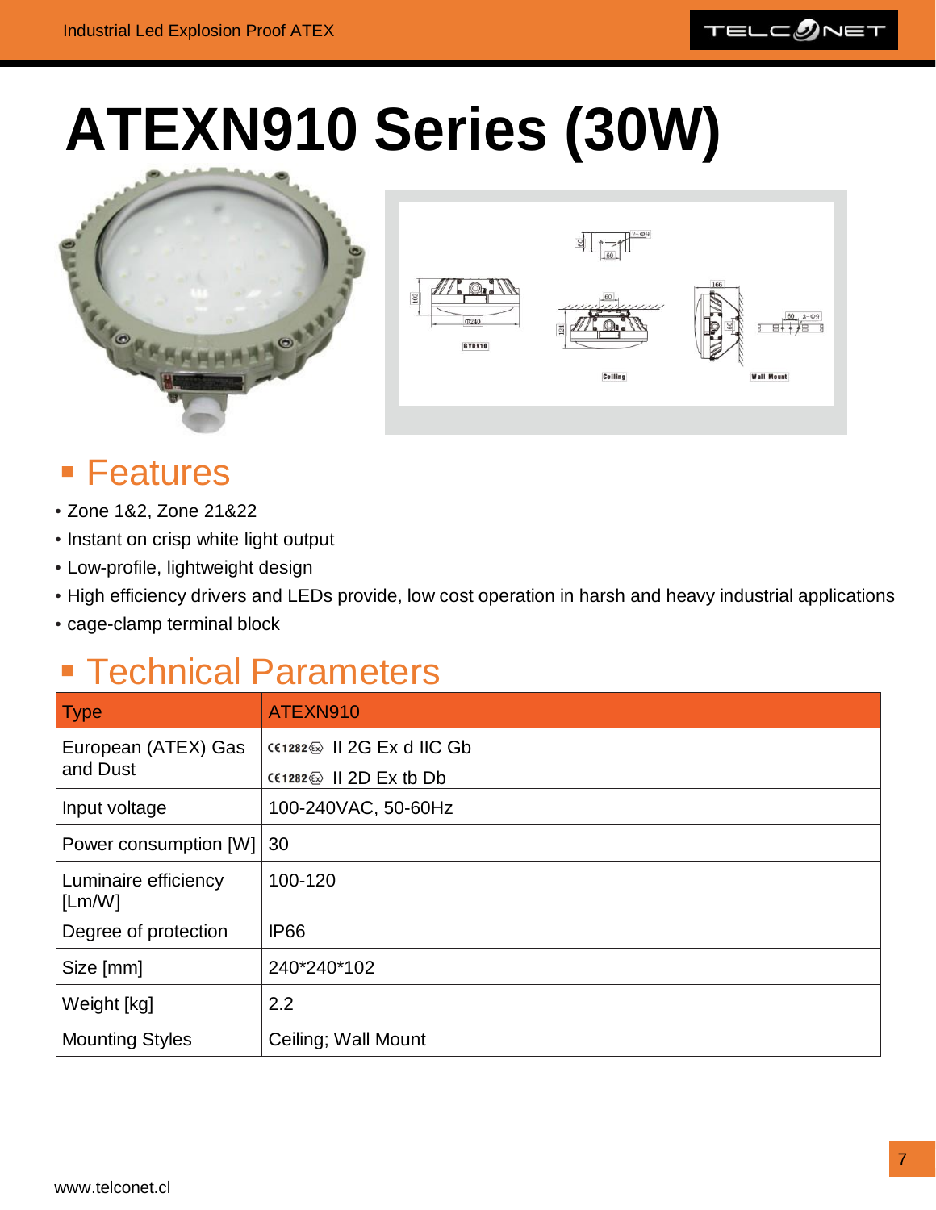# ATEXN910 Series (30W)

## Features

- Zone 1&2, Zone 21&22
- Instant on crisp white light output
- Low-profile, lightweight design
- High efficiency drivers and LEDs provide, low cost operation in harsh and heavy industrial applications
- cage-clamp terminal block

## Technical Parameters

| Type | ATEXN910 |
|---|---|
| European (ATEX) Gas and Dust | CE 1282 Ex II 2G Ex d IIC Gb<br>CE 1282 Ex II 2D Ex tb Db |
| Input voltage | 100-240VAC, 50-60Hz |
| Power consumption [W] | 30 |
| Luminaire efficiency [Lm/W] | 100-120 |
| Degree of protection | IP66 |
| Size [mm] | 240*240*102 |
| Weight [kg] | 2.2 |
| Mounting Styles | Ceiling; Wall Mount |

www.telconet.cl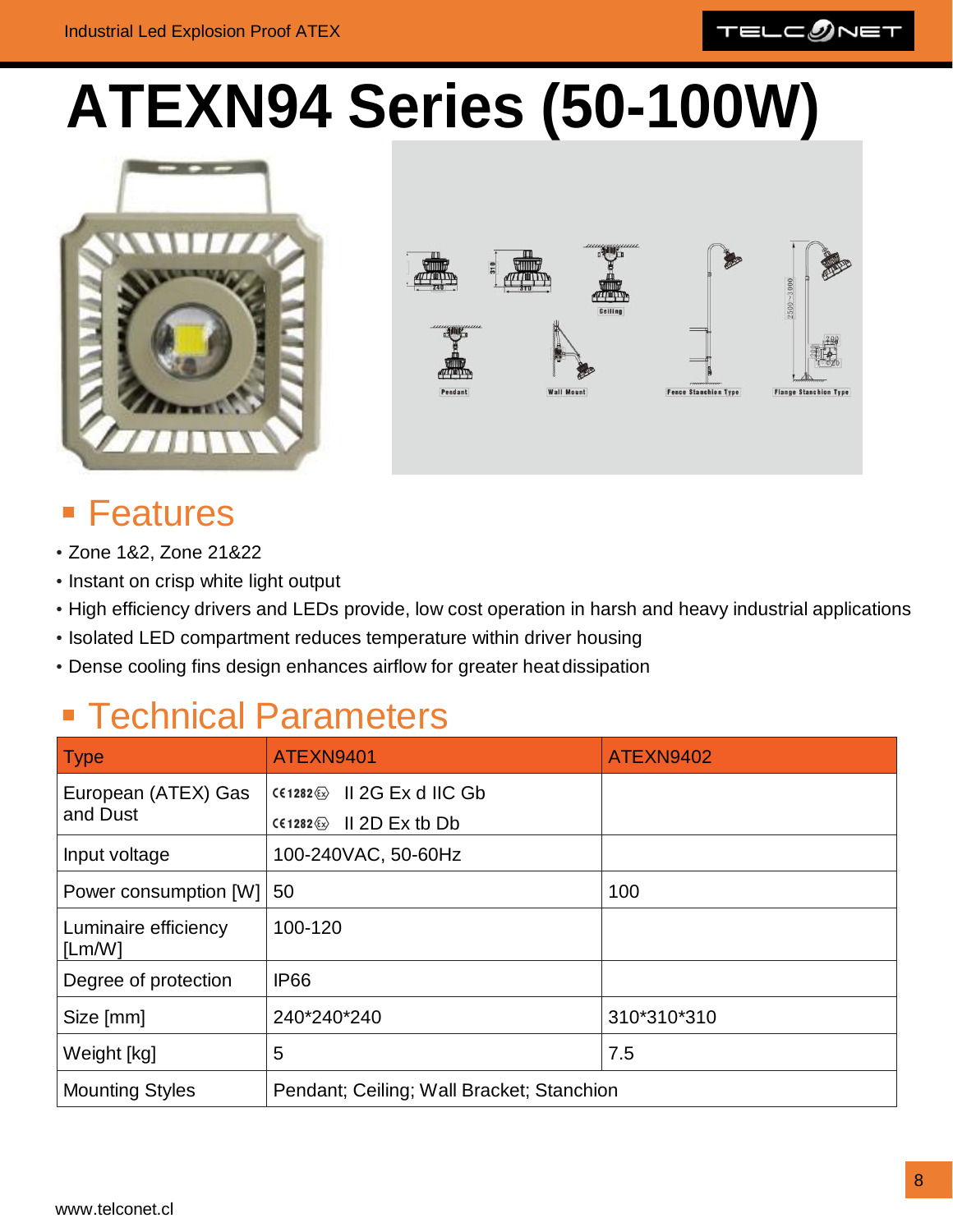# ATEXN94 Series (50-100W)

## Features

- Zone 1&2, Zone 21&22
- Instant on crisp white light output
- High efficiency drivers and LEDs provide, low cost operation in harsh and heavy industrial applications
- Isolated LED compartment reduces temperature within driver housing
- Dense cooling fins design enhances airflow for greater heat dissipation

## Technical Parameters

| Type | ATEXN9401 | ATEXN9402 |
|---|---|---|
| European (ATEX) Gas and Dust | CE1282 Ex II 2G Ex d IIC Gb<br>CE1282 Ex II 2D Ex tb Db | |
| Input voltage | 100-240VAC, 50-60Hz | |
| Power consumption [W] | 50 | 100 |
| Luminaire efficiency [Lm/W] | 100-120 | |
| Degree of protection | IP66 | |
| Size [mm] | 240*240*240 | 310*310*310 |
| Weight [kg] | 5 | 7.5 |
| Mounting Styles | Pendant; Ceiling; Wall Bracket; Stanchion | |

www.telconet.cl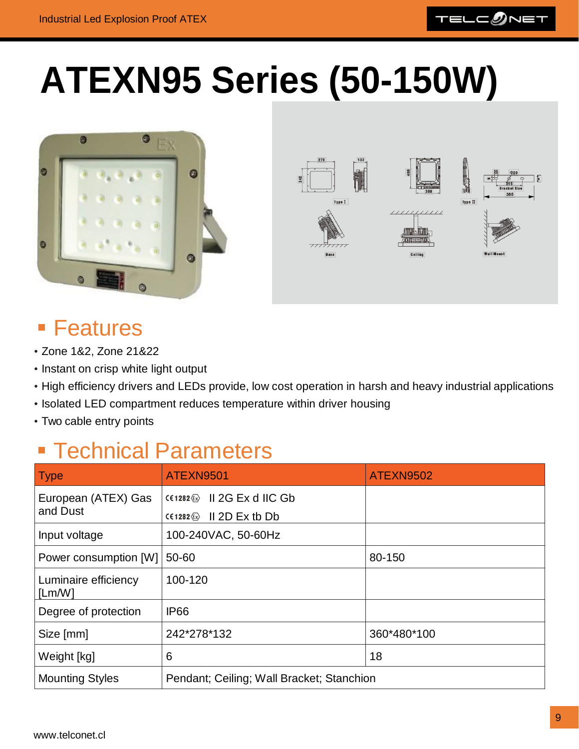# ATEXN95 Series (50-150W)

## Features

- Zone 1&2, Zone 21&22
- Instant on crisp white light output
- High efficiency drivers and LEDs provide, low cost operation in harsh and heavy industrial applications
- Isolated LED compartment reduces temperature within driver housing
- Two cable entry points

## Technical Parameters

| Type | ATEXN9501 | ATEXN9502 |
| --- | --- | --- |
| European (ATEX) Gas and Dust | CE1282 Ex II 2G Ex d IIC Gb<br>CE1282 Ex II 2D Ex tb Db | |
| Input voltage | 100-240VAC, 50-60Hz | |
| Power consumption [W] | 50-60 | 80-150 |
| Luminaire efficiency [Lm/W] | 100-120 | |
| Degree of protection | IP66 | |
| Size [mm] | 242*278*132 | 360*480*100 |
| Weight [kg] | 6 | 18 |
| Mounting Styles | Pendant; Ceiling; Wall Bracket; Stanchion | |

www.telconet.cl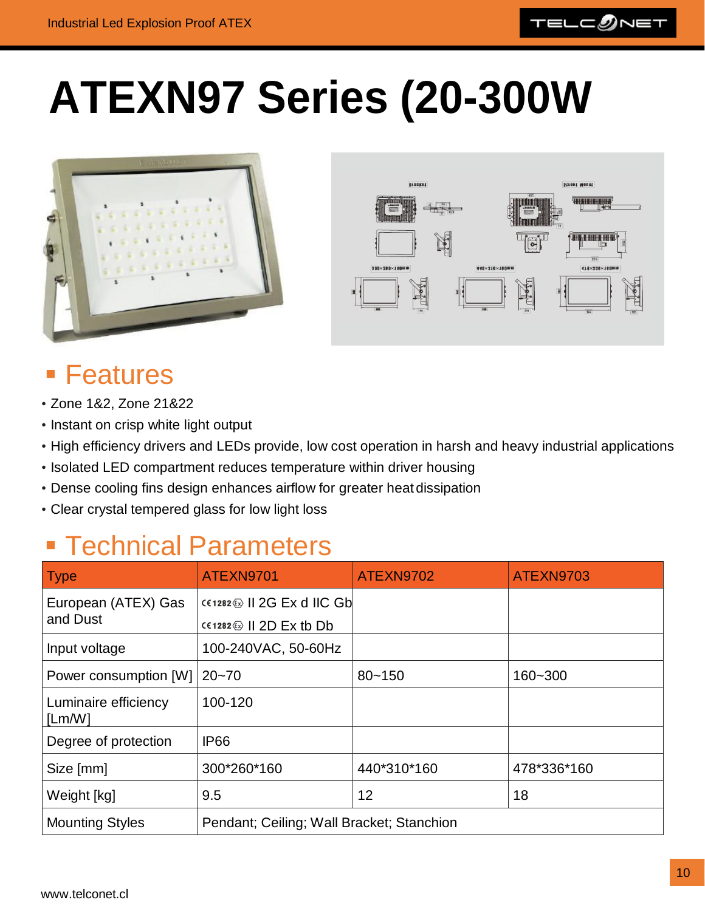# ATEXN97 Series (20-300W

## Features

- Zone 1&2, Zone 21&22
- Instant on crisp white light output
- High efficiency drivers and LEDs provide, low cost operation in harsh and heavy industrial applications
- Isolated LED compartment reduces temperature within driver housing
- Dense cooling fins design enhances airflow for greater heat dissipation
- Clear crystal tempered glass for low light loss

## Technical Parameters

| Type | ATEXN9701 | ATEXN9702 | ATEXN9703 |
|---|---|---|---|
| European (ATEX) Gas and Dust | CE1282 Ex II 2G Ex d IIC Gb<br>CE1282 Ex II 2D Ex tb Db | | |
| Input voltage | 100-240VAC, 50-60Hz | | |
| Power consumption [W] | 20~70 | 80~150 | 160~300 |
| Luminaire efficiency [Lm/W] | 100-120 | | |
| Degree of protection | IP66 | | |
| Size [mm] | 300*260*160 | 440*310*160 | 478*336*160 |
| Weight [kg] | 9.5 | 12 | 18 |
| Mounting Styles | Pendant; Ceiling; Wall Bracket; Stanchion | | |

www.telconet.cl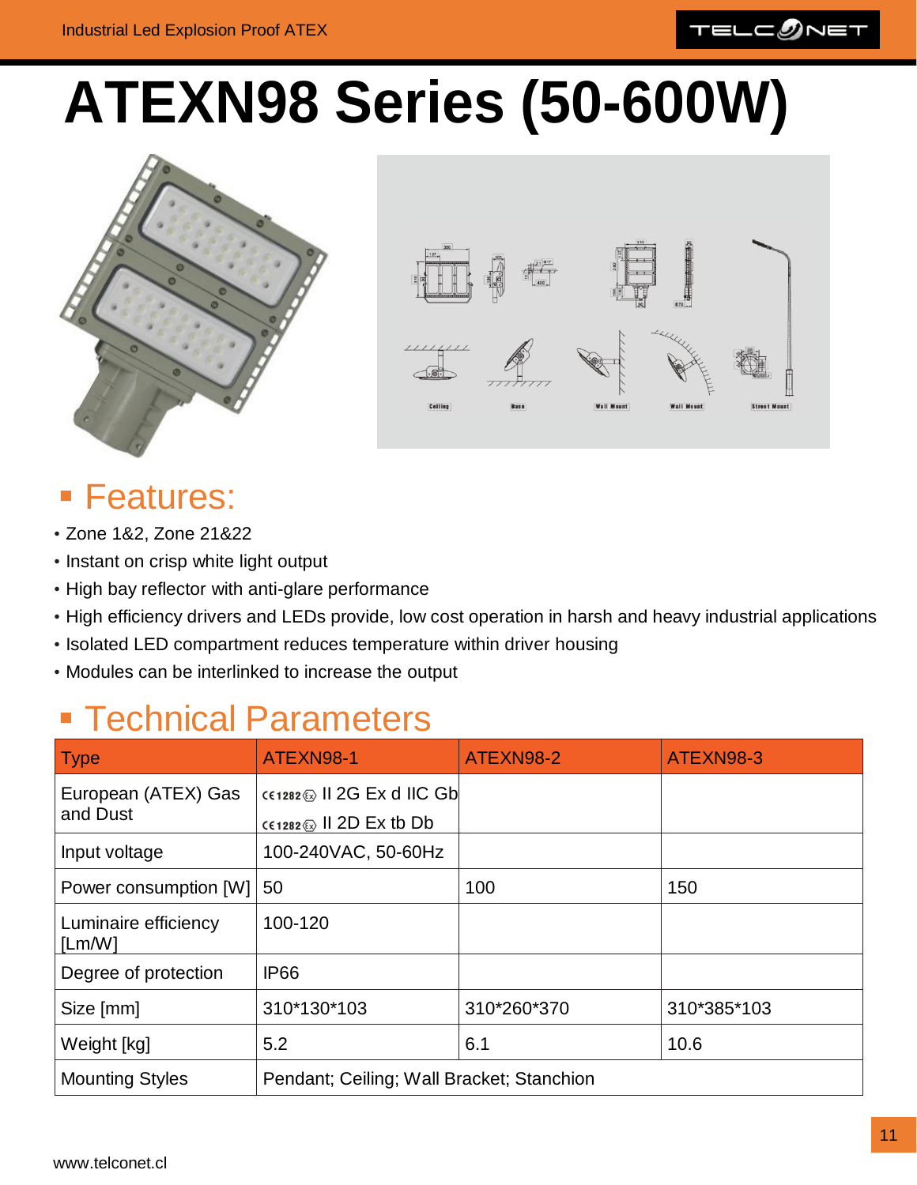# ATEXN98 Series (50-600W)

## Features:

- Zone 1&2, Zone 21&22
- Instant on crisp white light output
- High bay reflector with anti-glare performance
- High efficiency drivers and LEDs provide, low cost operation in harsh and heavy industrial applications
- Isolated LED compartment reduces temperature within driver housing
- Modules can be interlinked to increase the output

## Technical Parameters

| Type | ATEXN98-1 | ATEXN98-2 | ATEXN98-3 |
|---|---|---|---|
| European (ATEX) Gas and Dust | CE1282 Ex II 2G Ex d IIC Gb<br>CE1282 Ex II 2D Ex tb Db | | |
| Input voltage | 100-240VAC, 50-60Hz | | |
| Power consumption [W] | 50 | 100 | 150 |
| Luminaire efficiency [Lm/W] | 100-120 | | |
| Degree of protection | IP66 | | |
| Size [mm] | 310*130*103 | 310*260*370 | 310*385*103 |
| Weight [kg] | 5.2 | 6.1 | 10.6 |
| Mounting Styles | Pendant; Ceiling; Wall Bracket; Stanchion | | |

www.telconet.cl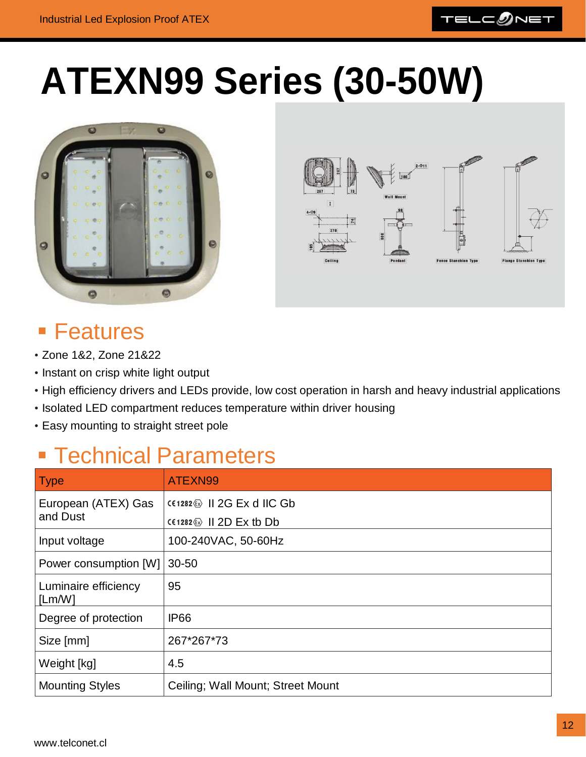# ATEXN99 Series (30-50W)

## Features

- Zone 1&2, Zone 21&22
- Instant on crisp white light output
- High efficiency drivers and LEDs provide, low cost operation in harsh and heavy industrial applications
- Isolated LED compartment reduces temperature within driver housing
- Easy mounting to straight street pole

## Technical Parameters

| Type | ATEXN99 |
|---|---|
| European (ATEX) Gas and Dust | CE1282 Ex II 2G Ex d IIC Gb<br>CE1282 Ex II 2D Ex tb Db |
| Input voltage | 100-240VAC, 50-60Hz |
| Power consumption [W] | 30-50 |
| Luminaire efficiency [Lm/W] | 95 |
| Degree of protection | IP66 |
| Size [mm] | 267*267*73 |
| Weight [kg] | 4.5 |
| Mounting Styles | Ceiling; Wall Mount; Street Mount |

www.telconet.cl